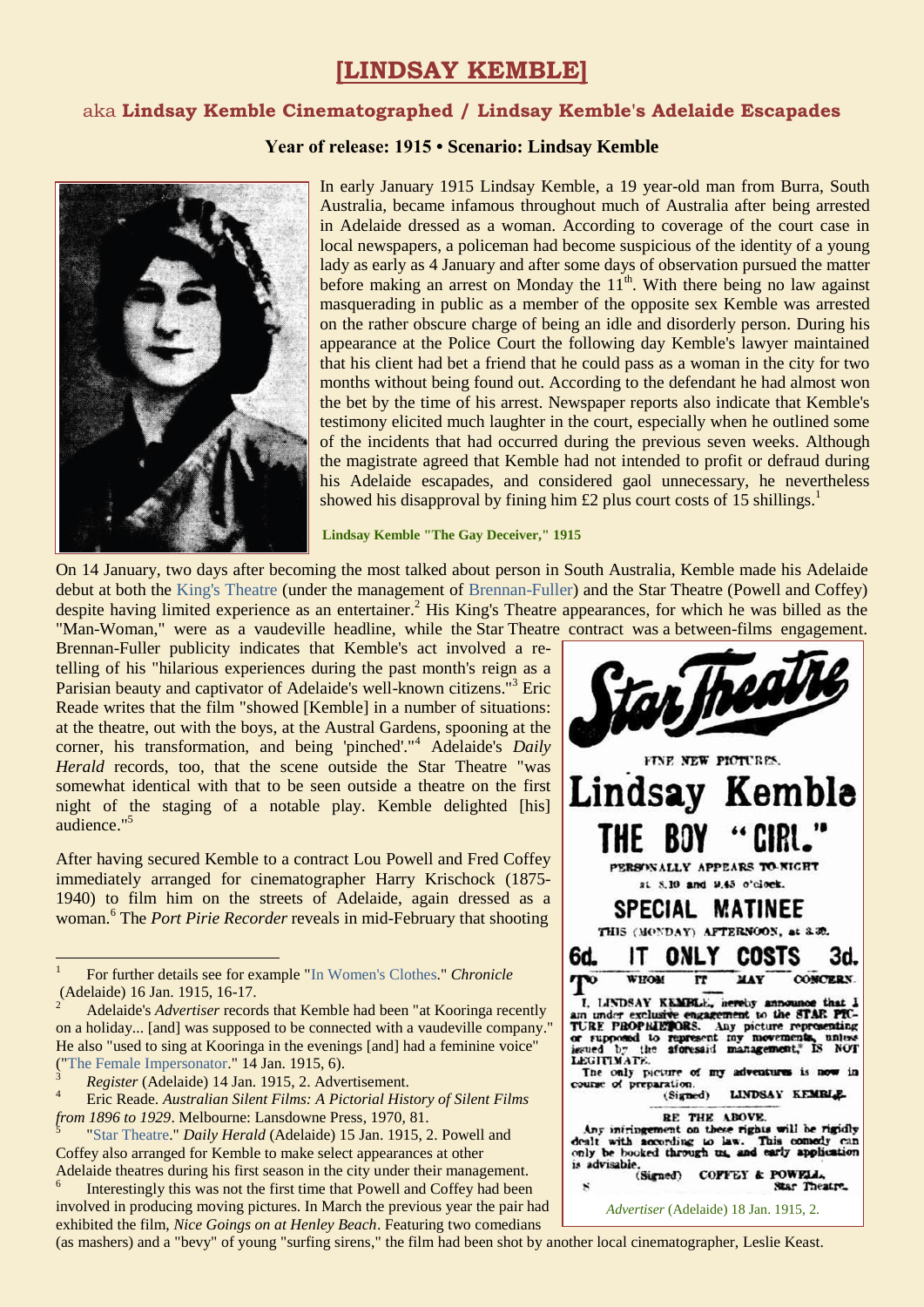# [LINDSAY KEMBLE]

## aka **Lindsay Kemble Cinematographed / Lindsay Kemble's Adelaide Escapades**

### Year of release: 1915 • Scenario: Lindsay Kemble

In early January 1915 Lindsay Kemble, a 19 year-old man from Burra, South Australia, became infamous throughout much of Australia after being arrested in Adelaide dressed as a woman. According to coverage of the court case in local newspapers, a policeman had become suspicious of the identity of a young lady as early as 4 January and after some days of observation pursued the matter before making an arrest on Monday the 11th. With there being no law against masquerading in public as a member of the opposite sex Kemble was arrested on the rather obscure charge of being an idle and disorderly person. During his appearance at the Police Court the following day Kemble's lawyer maintained that his client had bet a friend that he could pass as a woman in the city for two months without being found out. According to the defendant he had almost won the bet by the time of his arrest. Newspaper reports also indicate that Kemble's testimony elicited much laughter in the court, especially when he outlined some of the incidents that had occurred during the previous seven weeks. Although the magistrate agreed that Kemble had not intended to profit or defraud during his Adelaide escapades, and considered gaol unnecessary, he nevertheless showed his disapproval by fining him £2 plus court costs of 15 shillings.[1]

**Lindsay Kemble "The Gay Deceiver," 1915**

On 14 January, two days after becoming the most talked about person in South Australia, Kemble made his Adelaide debut at both the King's Theatre (under the management of Brennan-Fuller) and the Star Theatre (Powell and Coffey) despite having limited experience as an entertainer.[2] His King's Theatre appearances, for which he was billed as the "Man-Woman," were as a vaudeville headline, while the Star Theatre contract was a between-films engagement. Brennan-Fuller publicity indicates that Kemble's act involved a re-telling of his "hilarious experiences during the past month's reign as a Parisian beauty and captivator of Adelaide's well-known citizens."[3] Eric Reade writes that the film "showed [Kemble] in a number of situations: at the theatre, out with the boys, at the Austral Gardens, spooning at the corner, his transformation, and being 'pinched'."[4] Adelaide's *Daily Herald* records, too, that the scene outside the Star Theatre "was somewhat identical with that to be seen outside a theatre on the first night of the staging of a notable play. Kemble delighted [his] audience."[5]

After having secured Kemble to a contract Lou Powell and Fred Coffey immediately arranged for cinematographer Harry Krischock (1875-1940) to film him on the streets of Adelaide, again dressed as a woman.[6] The *Port Pirie Recorder* reveals in mid-February that shooting

Star Theatre

FINE NEW PICTURES.

Lindsay Kemble

THE BOY "GIRL."

PERSONALLY APPEARS TO-NIGHT at 8.10 and 9.45 o'clock.

SPECIAL MATINEE

THIS (MONDAY) AFTERNOON, at 2.30.

6d. IT ONLY COSTS 3d.

TO WHOM IT MAY CONCERN.

I, LINDSAY KEMBLE, hereby announce that I am under exclusive engagement to the STAR PICTURE PROPRIETORS. Any picture representing or supposed to represent my movements, unless issued by the aforesaid management, IS NOT LEGITIMATE.

The only picture of my adventures is now in course of preparation.

(Signed) LINDSAY KEMBLE.

RE THE ABOVE.

Any infringement on these rights will be rigidly dealt with according to law. This comedy can only be booked through us, and early application is advisable.

(Signed) COFFEY & POWELL, Star Theatre.

*Advertiser* (Adelaide) 18 Jan. 1915, 2.

---

1 For further details see for example "In Women's Clothes." *Chronicle* (Adelaide) 16 Jan. 1915, 16-17.

2 Adelaide's *Advertiser* records that Kemble had been "at Kooringa recently on a holiday... [and] was supposed to be connected with a vaudeville company." He also "used to sing at Kooringa in the evenings [and] had a feminine voice" ("The Female Impersonator." 14 Jan. 1915, 6).

3 *Register* (Adelaide) 14 Jan. 1915, 2. Advertisement.

4 Eric Reade. *Australian Silent Films: A Pictorial History of Silent Films from 1896 to 1929*. Melbourne: Lansdowne Press, 1970, 81.

5 "Star Theatre." *Daily Herald* (Adelaide) 15 Jan. 1915, 2. Powell and Coffey also arranged for Kemble to make select appearances at other Adelaide theatres during his first season in the city under their management.

6 Interestingly this was not the first time that Powell and Coffey had been involved in producing moving pictures. In March the previous year the pair had exhibited the film, *Nice Goings on at Henley Beach*. Featuring two comedians (as mashers) and a "bevy" of young "surfing sirens," the film had been shot by another local cinematographer, Leslie Keast.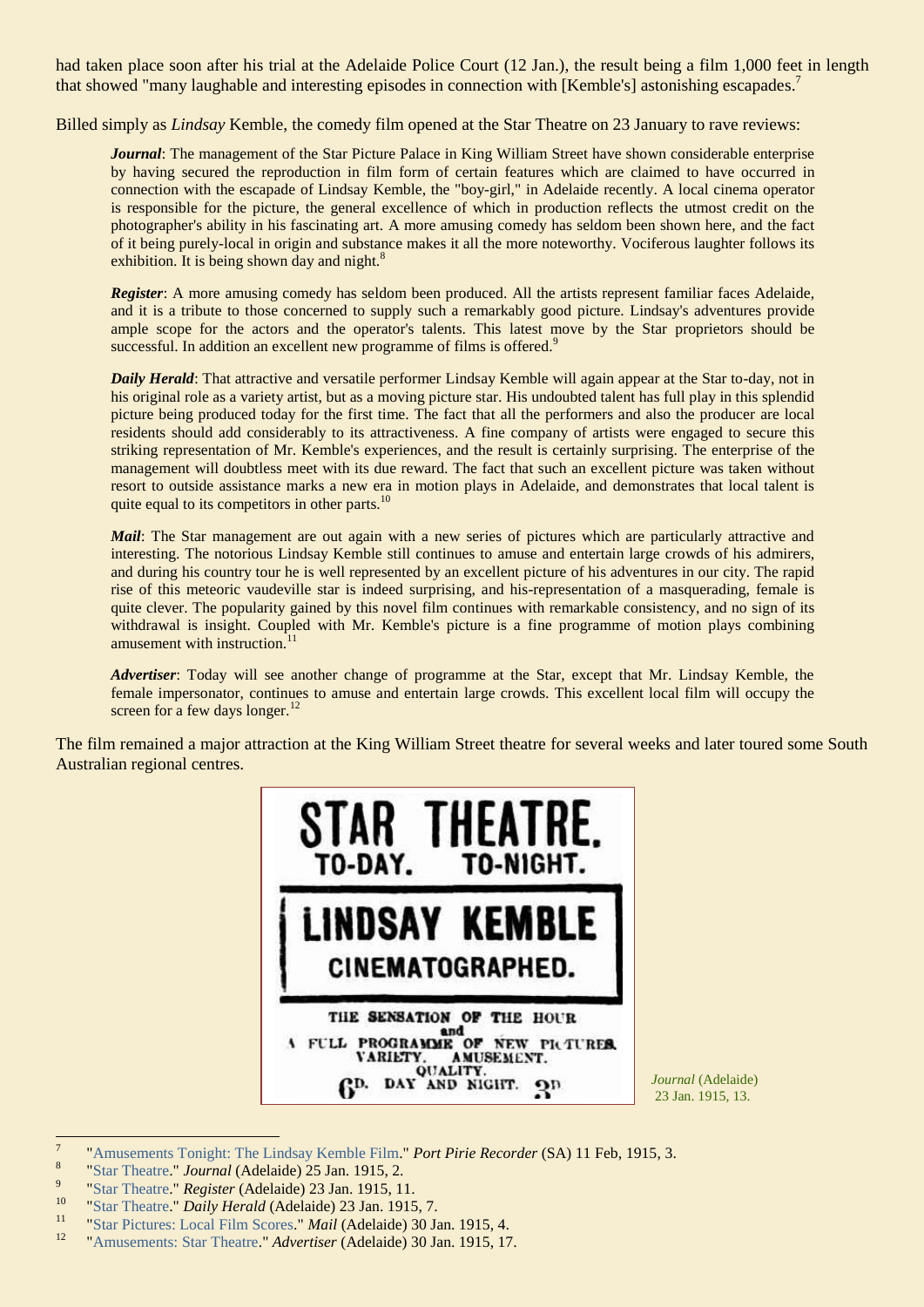had taken place soon after his trial at the Adelaide Police Court (12 Jan.), the result being a film 1,000 feet in length that showed "many laughable and interesting episodes in connection with [Kemble's] astonishing escapades.[7]

Billed simply as *Lindsay* Kemble, the comedy film opened at the Star Theatre on 23 January to rave reviews:

> ***Journal***: The management of the Star Picture Palace in King William Street have shown considerable enterprise by having secured the reproduction in film form of certain features which are claimed to have occurred in connection with the escapade of Lindsay Kemble, the "boy-girl," in Adelaide recently. A local cinema operator is responsible for the picture, the general excellence of which in production reflects the utmost credit on the photographer's ability in his fascinating art. A more amusing comedy has seldom been shown here, and the fact of it being purely-local in origin and substance makes it all the more noteworthy. Vociferous laughter follows its exhibition. It is being shown day and night.[8]

> ***Register***: A more amusing comedy has seldom been produced. All the artists represent familiar faces Adelaide, and it is a tribute to those concerned to supply such a remarkably good picture. Lindsay's adventures provide ample scope for the actors and the operator's talents. This latest move by the Star proprietors should be successful. In addition an excellent new programme of films is offered.[9]

> ***Daily Herald***: That attractive and versatile performer Lindsay Kemble will again appear at the Star to-day, not in his original role as a variety artist, but as a moving picture star. His undoubted talent has full play in this splendid picture being produced today for the first time. The fact that all the performers and also the producer are local residents should add considerably to its attractiveness. A fine company of artists were engaged to secure this striking representation of Mr. Kemble's experiences, and the result is certainly surprising. The enterprise of the management will doubtless meet with its due reward. The fact that such an excellent picture was taken without resort to outside assistance marks a new era in motion plays in Adelaide, and demonstrates that local talent is quite equal to its competitors in other parts.[10]

> ***Mail***: The Star management are out again with a new series of pictures which are particularly attractive and interesting. The notorious Lindsay Kemble still continues to amuse and entertain large crowds of his admirers, and during his country tour he is well represented by an excellent picture of his adventures in our city. The rapid rise of this meteoric vaudeville star is indeed surprising, and his-representation of a masquerading, female is quite clever. The popularity gained by this novel film continues with remarkable consistency, and no sign of its withdrawal is insight. Coupled with Mr. Kemble's picture is a fine programme of motion plays combining amusement with instruction.[11]

> ***Advertiser***: Today will see another change of programme at the Star, except that Mr. Lindsay Kemble, the female impersonator, continues to amuse and entertain large crowds. This excellent local film will occupy the screen for a few days longer.[12]

The film remained a major attraction at the King William Street theatre for several weeks and later toured some South Australian regional centres.

STAR THEATRE.
TO-DAY. TO-NIGHT.

LINDSAY KEMBLE
CINEMATOGRAPHED.

THE SENSATION OF THE HOUR
and
A FULL PROGRAMME OF NEW PICTURES.
VARIETY. AMUSEMENT.
QUALITY.
6D. DAY AND NIGHT. 3D.

*Journal* (Adelaide) 23 Jan. 1915, 13.

---

[7] "Amusements Tonight: The Lindsay Kemble Film." *Port Pirie Recorder* (SA) 11 Feb, 1915, 3.
[8] "Star Theatre." *Journal* (Adelaide) 25 Jan. 1915, 2.
[9] "Star Theatre." *Register* (Adelaide) 23 Jan. 1915, 11.
[10] "Star Theatre." *Daily Herald* (Adelaide) 23 Jan. 1915, 7.
[11] "Star Pictures: Local Film Scores." *Mail* (Adelaide) 30 Jan. 1915, 4.
[12] "Amusements: Star Theatre." *Advertiser* (Adelaide) 30 Jan. 1915, 17.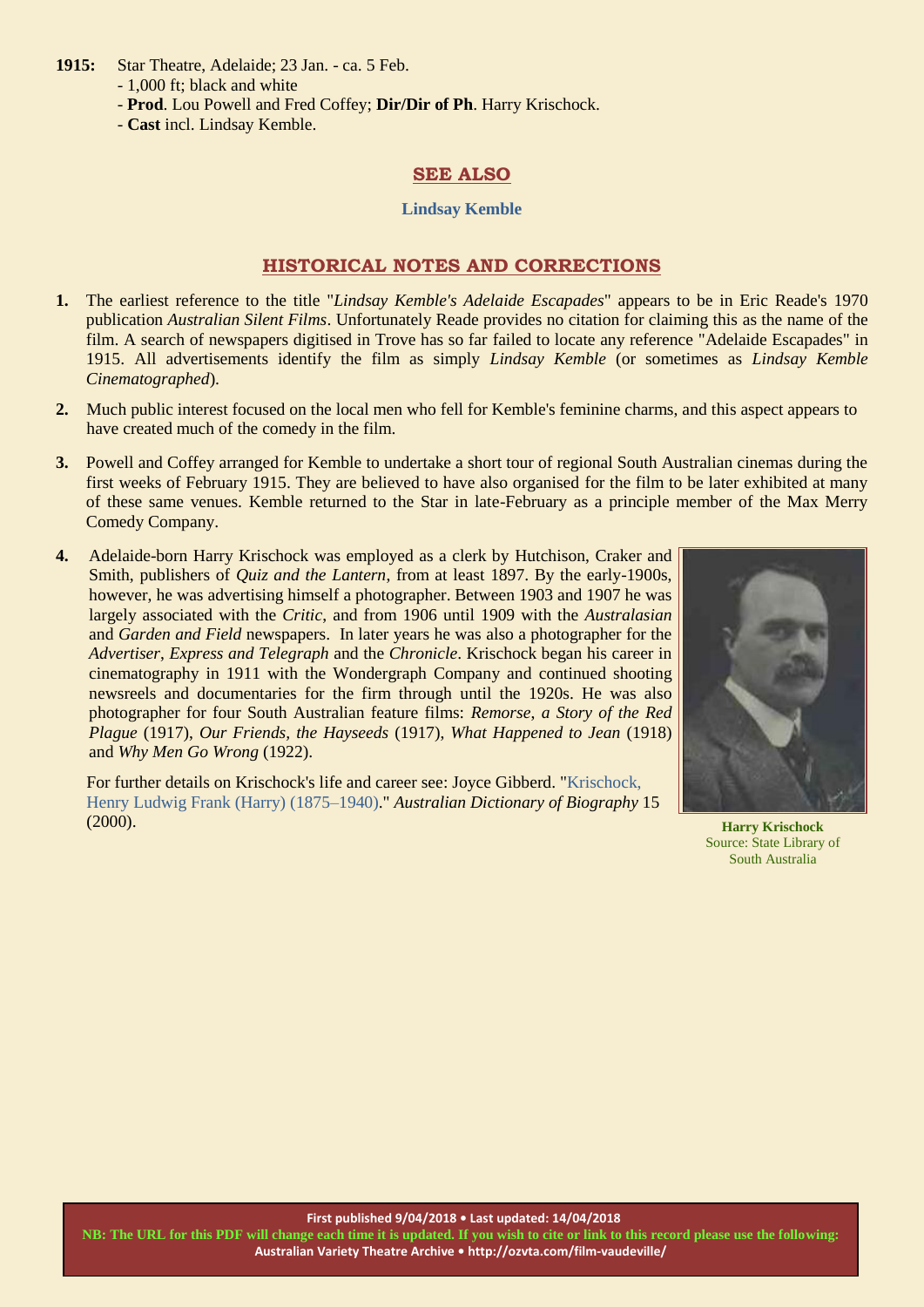**1915:** Star Theatre, Adelaide; 23 Jan. - ca. 5 Feb.

- 1,000 ft; black and white
- **Prod**. Lou Powell and Fred Coffey; **Dir/Dir of Ph**. Harry Krischock.
- **Cast** incl. Lindsay Kemble.

## SEE ALSO

**Lindsay Kemble**

## HISTORICAL NOTES AND CORRECTIONS

1. The earliest reference to the title "*Lindsay Kemble's Adelaide Escapades*" appears to be in Eric Reade's 1970 publication *Australian Silent Films*. Unfortunately Reade provides no citation for claiming this as the name of the film. A search of newspapers digitised in Trove has so far failed to locate any reference "Adelaide Escapades" in 1915. All advertisements identify the film as simply *Lindsay Kemble* (or sometimes as *Lindsay Kemble Cinematographed*).

2. Much public interest focused on the local men who fell for Kemble's feminine charms, and this aspect appears to have created much of the comedy in the film.

3. Powell and Coffey arranged for Kemble to undertake a short tour of regional South Australian cinemas during the first weeks of February 1915. They are believed to have also organised for the film to be later exhibited at many of these same venues. Kemble returned to the Star in late-February as a principle member of the Max Merry Comedy Company.

4. Adelaide-born Harry Krischock was employed as a clerk by Hutchison, Craker and Smith, publishers of *Quiz and the Lantern*, from at least 1897. By the early-1900s, however, he was advertising himself a photographer. Between 1903 and 1907 he was largely associated with the *Critic*, and from 1906 until 1909 with the *Australasian* and *Garden and Field* newspapers. In later years he was also a photographer for the *Advertiser*, *Express and Telegraph* and the *Chronicle*. Krischock began his career in cinematography in 1911 with the Wondergraph Company and continued shooting newsreels and documentaries for the firm through until the 1920s. He was also photographer for four South Australian feature films: *Remorse, a Story of the Red Plague* (1917), *Our Friends, the Hayseeds* (1917), *What Happened to Jean* (1918) and *Why Men Go Wrong* (1922).

   For further details on Krischock's life and career see: Joyce Gibberd. "Krischock, Henry Ludwig Frank (Harry) (1875–1940)." *Australian Dictionary of Biography* 15 (2000).

**Harry Krischock**
Source: State Library of South Australia

First published 9/04/2018 • Last updated: 14/04/2018
NB: The URL for this PDF will change each time it is updated. If you wish to cite or link to this record please use the following:
Australian Variety Theatre Archive • http://ozvta.com/film-vaudeville/